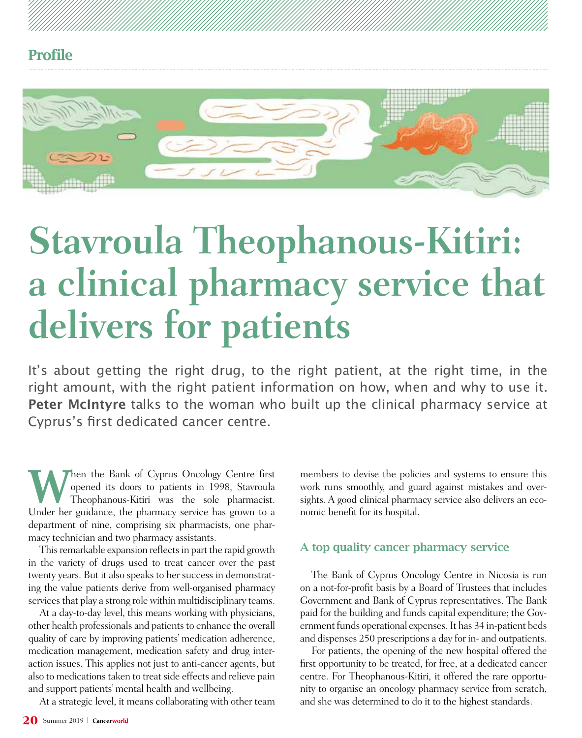Profile

# Stavroula Theophanous-Kitiri: a clinical pharmacy service that delivers for patients

It's about getting the right drug, to the right patient, at the right time, in the right amount, with the right patient information on how, when and why to use it. **Peter McIntyre** talks to the woman who built up the clinical pharmacy service at Cyprus's first dedicated cancer centre.

When the Bank of Cyprus Oncology Centre first opened its doors to patients in 1998, Stavroula Theophanous-Kitiri was the sole pharmacist. Under her guidance, the pharmacy service has grown to a department of nine, comprising six pharmacists, one pharmacy technician and two pharmacy assistants.

This remarkable expansion reflects in part the rapid growth in the variety of drugs used to treat cancer over the past twenty years. But it also speaks to her success in demonstrating the value patients derive from well-organised pharmacy services that play a strong role within multidisciplinary teams.

At a day-to-day level, this means working with physicians, other health professionals and patients to enhance the overall quality of care by improving patients' medication adherence, medication management, medication safety and drug interaction issues. This applies not just to anti-cancer agents, but also to medications taken to treat side effects and relieve pain and support patients' mental health and wellbeing.

At a strategic level, it means collaborating with other team members to devise the policies and systems to ensure this work runs smoothly, and guard against mistakes and oversights. A good clinical pharmacy service also delivers an economic benefit for its hospital.

## A top quality cancer pharmacy service

The Bank of Cyprus Oncology Centre in Nicosia is run on a not-for-profit basis by a Board of Trustees that includes Government and Bank of Cyprus representatives. The Bank paid for the building and funds capital expenditure; the Government funds operational expenses. It has 34 in-patient beds and dispenses 250 prescriptions a day for in- and outpatients.

For patients, the opening of the new hospital offered the first opportunity to be treated, for free, at a dedicated cancer centre. For Theophanous-Kitiri, it offered the rare opportunity to organise an oncology pharmacy service from scratch, and she was determined to do it to the highest standards.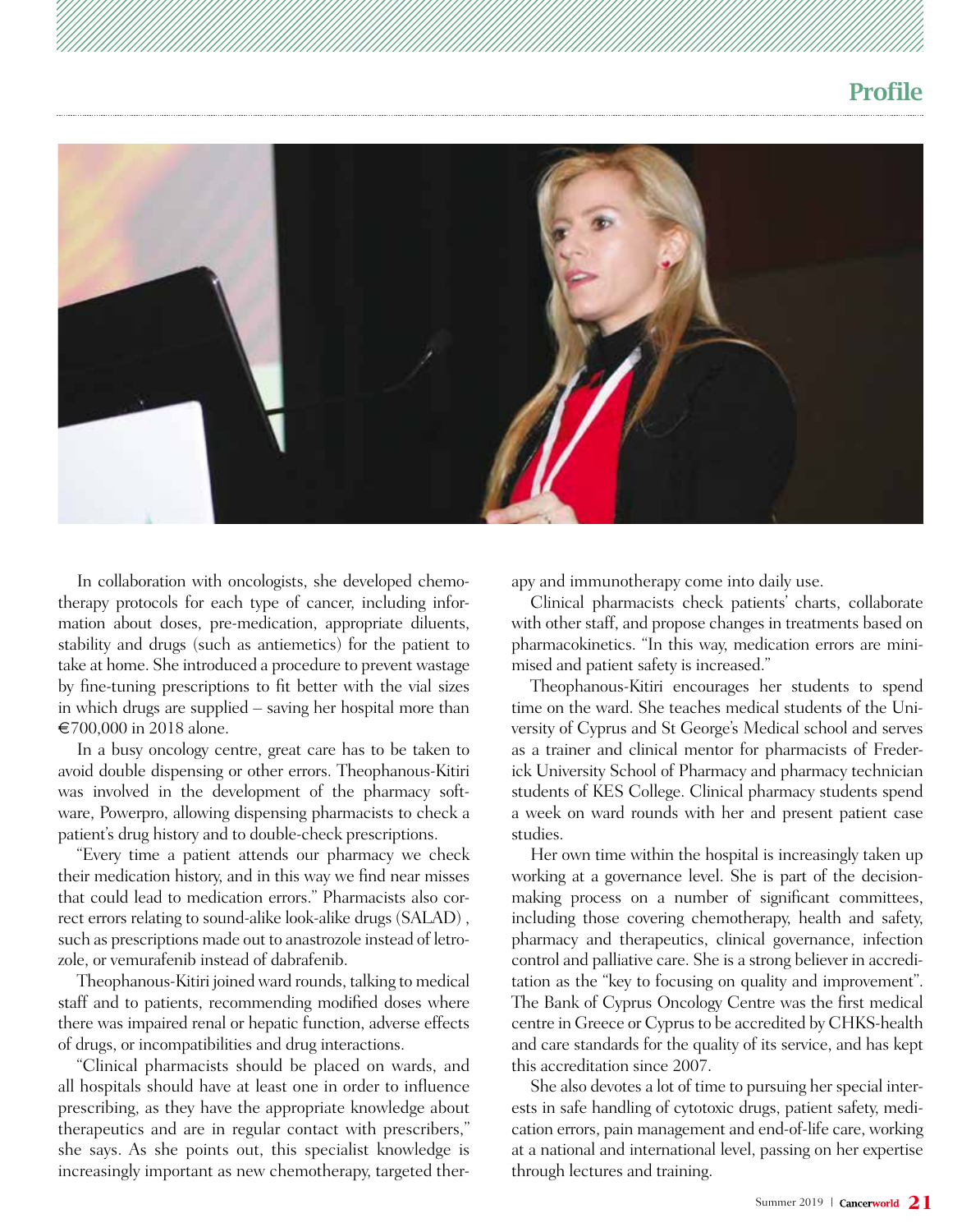In collaboration with oncologists, she developed chemotherapy protocols for each type of cancer, including information about doses, pre-medication, appropriate diluents, stability and drugs (such as antiemetics) for the patient to take at home. She introduced a procedure to prevent wastage by fine-tuning prescriptions to fit better with the vial sizes in which drugs are supplied – saving her hospital more than €700,000 in 2018 alone.

In a busy oncology centre, great care has to be taken to avoid double dispensing or other errors. Theophanous-Kitiri was involved in the development of the pharmacy software, Powerpro, allowing dispensing pharmacists to check a patient's drug history and to double-check prescriptions.

"Every time a patient attends our pharmacy we check their medication history, and in this way we find near misses that could lead to medication errors." Pharmacists also correct errors relating to sound-alike look-alike drugs (SALAD) , such as prescriptions made out to anastrozole instead of letrozole, or vemurafenib instead of dabrafenib.

Theophanous-Kitiri joined ward rounds, talking to medical staff and to patients, recommending modified doses where there was impaired renal or hepatic function, adverse effects of drugs, or incompatibilities and drug interactions.

"Clinical pharmacists should be placed on wards, and all hospitals should have at least one in order to influence prescribing, as they have the appropriate knowledge about therapeutics and are in regular contact with prescribers," she says. As she points out, this specialist knowledge is increasingly important as new chemotherapy, targeted therapy and immunotherapy come into daily use.

Clinical pharmacists check patients' charts, collaborate with other staff, and propose changes in treatments based on pharmacokinetics. "In this way, medication errors are minimised and patient safety is increased."

Theophanous-Kitiri encourages her students to spend time on the ward. She teaches medical students of the University of Cyprus and St George's Medical school and serves as a trainer and clinical mentor for pharmacists of Frederick University School of Pharmacy and pharmacy technician students of KES College. Clinical pharmacy students spend a week on ward rounds with her and present patient case studies.

Her own time within the hospital is increasingly taken up working at a governance level. She is part of the decision-making process on a number of significant committees, including those covering chemotherapy, health and safety, pharmacy and therapeutics, clinical governance, infection control and palliative care. She is a strong believer in accreditation as the "key to focusing on quality and improvement". The Bank of Cyprus Oncology Centre was the first medical centre in Greece or Cyprus to be accredited by CHKS-health and care standards for the quality of its service, and has kept this accreditation since 2007.

She also devotes a lot of time to pursuing her special interests in safe handling of cytotoxic drugs, patient safety, medication errors, pain management and end-of-life care, working at a national and international level, passing on her expertise through lectures and training.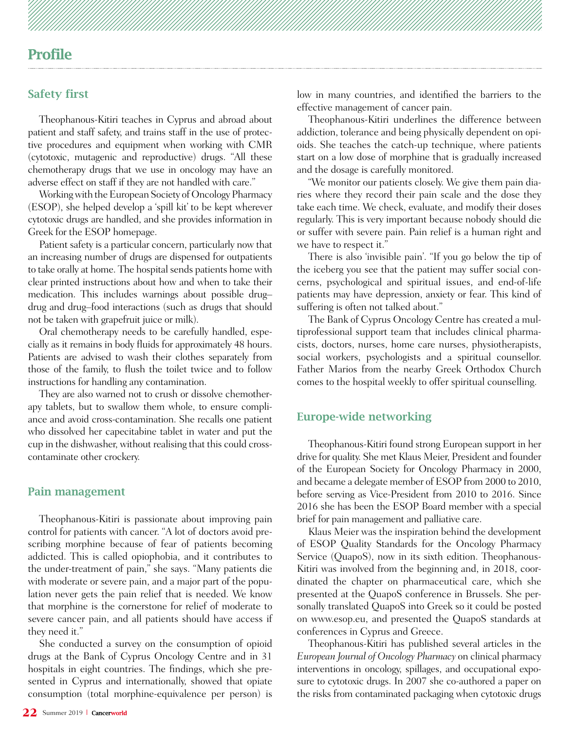## Safety first

Theophanous-Kitiri teaches in Cyprus and abroad about patient and staff safety, and trains staff in the use of protective procedures and equipment when working with CMR (cytotoxic, mutagenic and reproductive) drugs. "All these chemotherapy drugs that we use in oncology may have an adverse effect on staff if they are not handled with care."

Working with the European Society of Oncology Pharmacy (ESOP), she helped develop a 'spill kit' to be kept wherever cytotoxic drugs are handled, and she provides information in Greek for the ESOP homepage.

Patient safety is a particular concern, particularly now that an increasing number of drugs are dispensed for outpatients to take orally at home. The hospital sends patients home with clear printed instructions about how and when to take their medication. This includes warnings about possible drug–drug and drug–food interactions (such as drugs that should not be taken with grapefruit juice or milk).

Oral chemotherapy needs to be carefully handled, especially as it remains in body fluids for approximately 48 hours. Patients are advised to wash their clothes separately from those of the family, to flush the toilet twice and to follow instructions for handling any contamination.

They are also warned not to crush or dissolve chemotherapy tablets, but to swallow them whole, to ensure compliance and avoid cross-contamination. She recalls one patient who dissolved her capecitabine tablet in water and put the cup in the dishwasher, without realising that this could cross-contaminate other crockery.

## Pain management

Theophanous-Kitiri is passionate about improving pain control for patients with cancer. "A lot of doctors avoid prescribing morphine because of fear of patients becoming addicted. This is called opiophobia, and it contributes to the under-treatment of pain," she says. "Many patients die with moderate or severe pain, and a major part of the population never gets the pain relief that is needed. We know that morphine is the cornerstone for relief of moderate to severe cancer pain, and all patients should have access if they need it."

She conducted a survey on the consumption of opioid drugs at the Bank of Cyprus Oncology Centre and in 31 hospitals in eight countries. The findings, which she presented in Cyprus and internationally, showed that opiate consumption (total morphine-equivalence per person) is low in many countries, and identified the barriers to the effective management of cancer pain.

Theophanous-Kitiri underlines the difference between addiction, tolerance and being physically dependent on opioids. She teaches the catch-up technique, where patients start on a low dose of morphine that is gradually increased and the dosage is carefully monitored.

"We monitor our patients closely. We give them pain diaries where they record their pain scale and the dose they take each time. We check, evaluate, and modify their doses regularly. This is very important because nobody should die or suffer with severe pain. Pain relief is a human right and we have to respect it."

There is also 'invisible pain'. "If you go below the tip of the iceberg you see that the patient may suffer social concerns, psychological and spiritual issues, and end-of-life patients may have depression, anxiety or fear. This kind of suffering is often not talked about."

The Bank of Cyprus Oncology Centre has created a multiprofessional support team that includes clinical pharmacists, doctors, nurses, home care nurses, physiotherapists, social workers, psychologists and a spiritual counsellor. Father Marios from the nearby Greek Orthodox Church comes to the hospital weekly to offer spiritual counselling.

## Europe-wide networking

Theophanous-Kitiri found strong European support in her drive for quality. She met Klaus Meier, President and founder of the European Society for Oncology Pharmacy in 2000, and became a delegate member of ESOP from 2000 to 2010, before serving as Vice-President from 2010 to 2016. Since 2016 she has been the ESOP Board member with a special brief for pain management and palliative care.

Klaus Meier was the inspiration behind the development of ESOP Quality Standards for the Oncology Pharmacy Service (QuapoS), now in its sixth edition. Theophanous-Kitiri was involved from the beginning and, in 2018, coordinated the chapter on pharmaceutical care, which she presented at the QuapoS conference in Brussels. She personally translated QuapoS into Greek so it could be posted on www.esop.eu, and presented the QuapoS standards at conferences in Cyprus and Greece.

Theophanous-Kitiri has published several articles in the *European Journal of Oncology Pharmacy* on clinical pharmacy interventions in oncology, spillages, and occupational exposure to cytotoxic drugs. In 2007 she co-authored a paper on the risks from contaminated packaging when cytotoxic drugs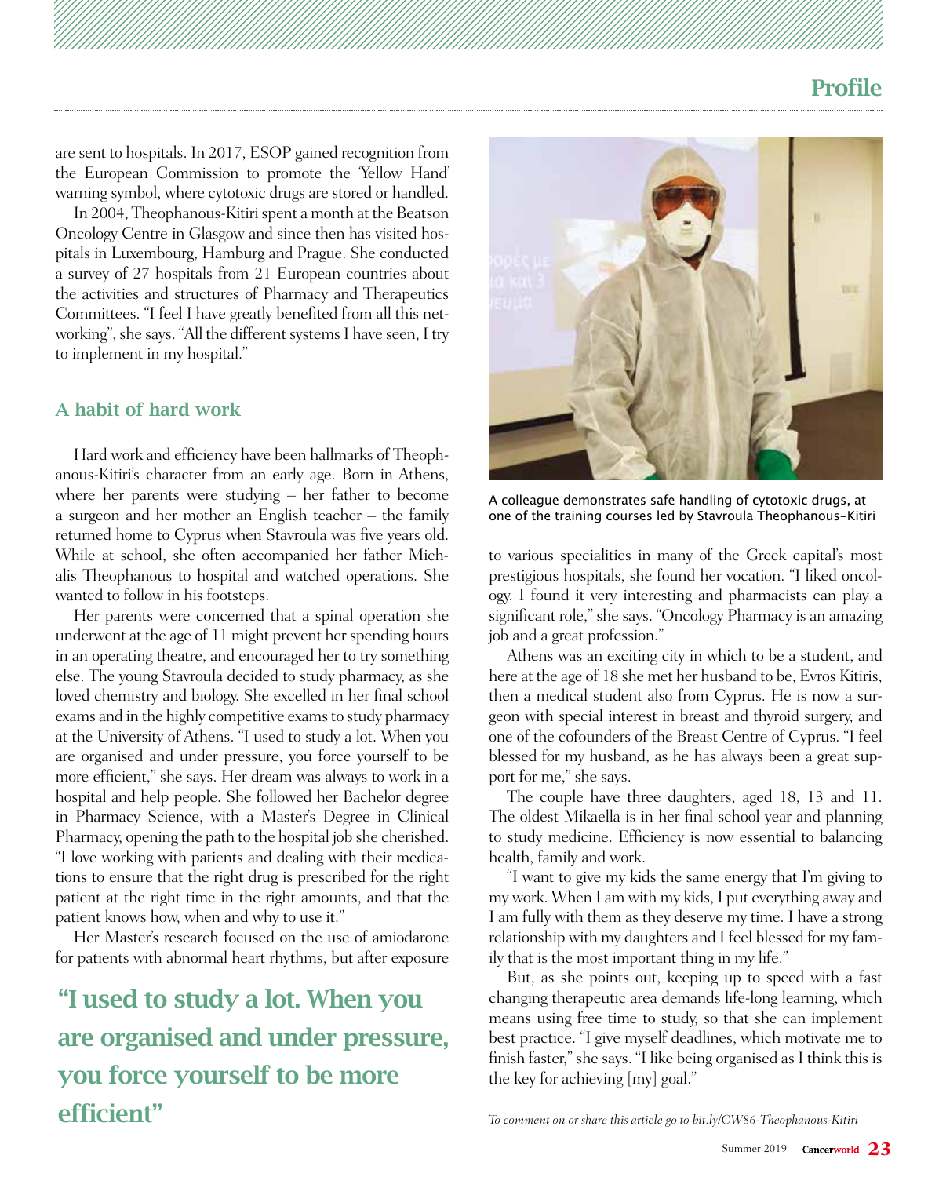are sent to hospitals. In 2017, ESOP gained recognition from the European Commission to promote the 'Yellow Hand' warning symbol, where cytotoxic drugs are stored or handled.

In 2004, Theophanous-Kitiri spent a month at the Beatson Oncology Centre in Glasgow and since then has visited hospitals in Luxembourg, Hamburg and Prague. She conducted a survey of 27 hospitals from 21 European countries about the activities and structures of Pharmacy and Therapeutics Committees. "I feel I have greatly benefited from all this networking", she says. "All the different systems I have seen, I try to implement in my hospital."

## A habit of hard work

Hard work and efficiency have been hallmarks of Theophanous-Kitiri's character from an early age. Born in Athens, where her parents were studying – her father to become a surgeon and her mother an English teacher – the family returned home to Cyprus when Stavroula was five years old. While at school, she often accompanied her father Michalis Theophanous to hospital and watched operations. She wanted to follow in his footsteps.

Her parents were concerned that a spinal operation she underwent at the age of 11 might prevent her spending hours in an operating theatre, and encouraged her to try something else. The young Stavroula decided to study pharmacy, as she loved chemistry and biology. She excelled in her final school exams and in the highly competitive exams to study pharmacy at the University of Athens. "I used to study a lot. When you are organised and under pressure, you force yourself to be more efficient," she says. Her dream was always to work in a hospital and help people. She followed her Bachelor degree in Pharmacy Science, with a Master's Degree in Clinical Pharmacy, opening the path to the hospital job she cherished. "I love working with patients and dealing with their medications to ensure that the right drug is prescribed for the right patient at the right time in the right amounts, and that the patient knows how, when and why to use it."

Her Master's research focused on the use of amiodarone for patients with abnormal heart rhythms, but after exposure to various specialities in many of the Greek capital's most prestigious hospitals, she found her vocation. "I liked oncology. I found it very interesting and pharmacists can play a significant role," she says. "Oncology Pharmacy is an amazing job and a great profession."

**"I used to study a lot. When you are organised and under pressure, you force yourself to be more efficient"**

A colleague demonstrates safe handling of cytotoxic drugs, at one of the training courses led by Stavroula Theophanous-Kitiri

Athens was an exciting city in which to be a student, and here at the age of 18 she met her husband to be, Evros Kitiris, then a medical student also from Cyprus. He is now a surgeon with special interest in breast and thyroid surgery, and one of the cofounders of the Breast Centre of Cyprus. "I feel blessed for my husband, as he has always been a great support for me," she says.

The couple have three daughters, aged 18, 13 and 11. The oldest Mikaella is in her final school year and planning to study medicine. Efficiency is now essential to balancing health, family and work.

"I want to give my kids the same energy that I'm giving to my work. When I am with my kids, I put everything away and I am fully with them as they deserve my time. I have a strong relationship with my daughters and I feel blessed for my family that is the most important thing in my life."

But, as she points out, keeping up to speed with a fast changing therapeutic area demands life-long learning, which means using free time to study, so that she can implement best practice. "I give myself deadlines, which motivate me to finish faster," she says. "I like being organised as I think this is the key for achieving [my] goal."

*To comment on or share this article go to bit.ly/CW86-Theophanous-Kitiri*